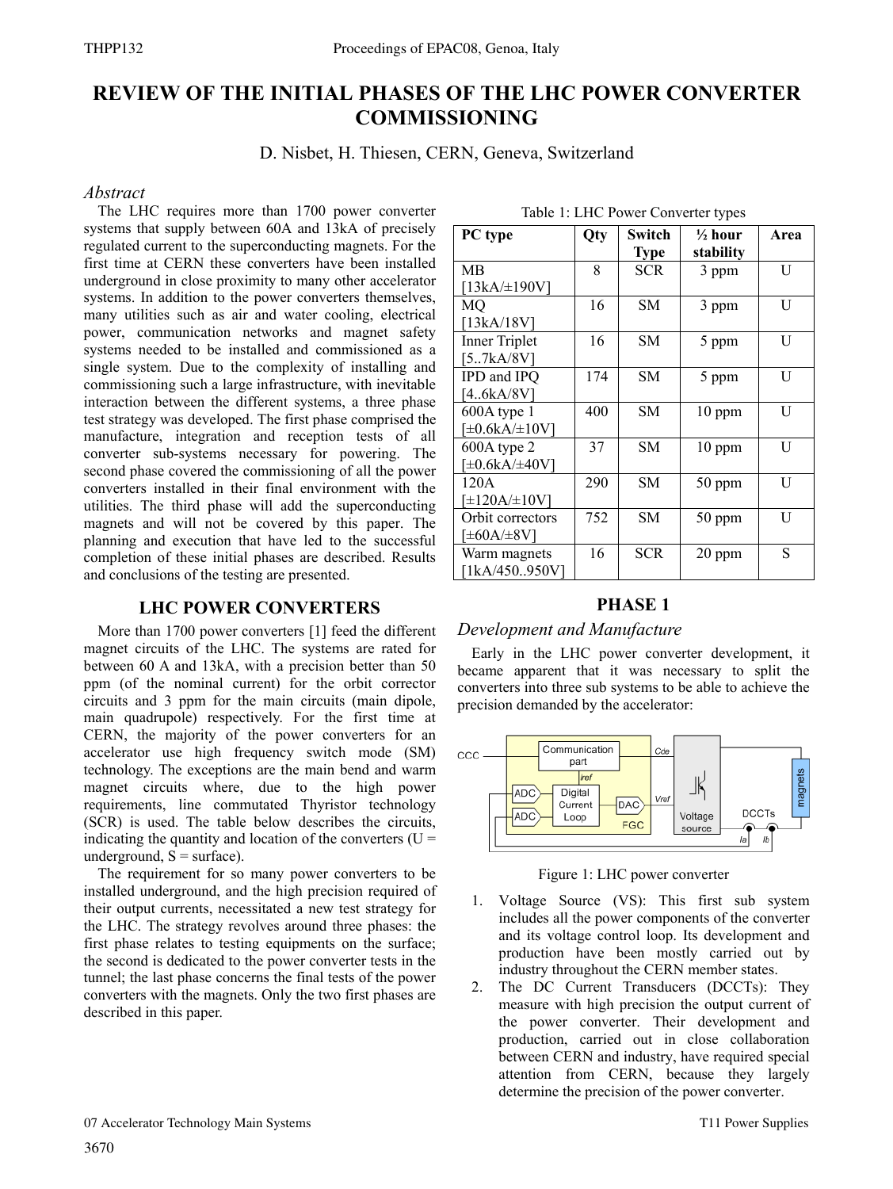# REVIEW OF THE INITIAL PHASES OF THE LHC POWER CONVERTER COMMISSIONING

D. Nisbet, H. Thiesen, CERN, Geneva, Switzerland

### *Abstract*

The LHC requires more than 1700 power converter systems that supply between 60A and 13kA of precisely regulated current to the superconducting magnets. For the first time at CERN these converters have been installed underground in close proximity to many other accelerator systems. In addition to the power converters themselves, many utilities such as air and water cooling, electrical power, communication networks and magnet safety systems needed to be installed and commissioned as a single system. Due to the complexity of installing and commissioning such a large infrastructure, with inevitable interaction between the different systems, a three phase test strategy was developed. The first phase comprised the manufacture, integration and reception tests of all converter sub-systems necessary for powering. The second phase covered the commissioning of all the power converters installed in their final environment with the utilities. The third phase will add the superconducting magnets and will not be covered by this paper. The planning and execution that have led to the successful completion of these initial phases are described. Results and conclusions of the testing are presented.

## LHC POWER CONVERTERS

More than 1700 power converters [1] feed the different magnet circuits of the LHC. The systems are rated for between 60 A and 13kA, with a precision better than 50 ppm (of the nominal current) for the orbit corrector circuits and 3 ppm for the main circuits (main dipole, main quadrupole) respectively. For the first time at CERN, the majority of the power converters for an accelerator use high frequency switch mode (SM) technology. The exceptions are the main bend and warm magnet circuits where, due to the high power requirements, line commutated Thyristor technology (SCR) is used. The table below describes the circuits, indicating the quantity and location of the converters (U = underground, S = surface).

The requirement for so many power converters to be installed underground, and the high precision required of their output currents, necessitated a new test strategy for the LHC. The strategy revolves around three phases: the first phase relates to testing equipments on the surface; the second is dedicated to the power converter tests in the tunnel; the last phase concerns the final tests of the power converters with the magnets. Only the two first phases are described in this paper.

Table 1: LHC Power Converter types

| PC type | Qty | Switch Type | ½ hour stability | Area |
|---|---|---|---|---|
| MB [13kA/±190V] | 8 | SCR | 3 ppm | U |
| MQ [13kA/18V] | 16 | SM | 3 ppm | U |
| Inner Triplet [5..7kA/8V] | 16 | SM | 5 ppm | U |
| IPD and IPQ [4..6kA/8V] | 174 | SM | 5 ppm | U |
| 600A type 1 [±0.6kA/±10V] | 400 | SM | 10 ppm | U |
| 600A type 2 [±0.6kA/±40V] | 37 | SM | 10 ppm | U |
| 120A [±120A/±10V] | 290 | SM | 50 ppm | U |
| Orbit correctors [±60A/±8V] | 752 | SM | 50 ppm | U |
| Warm magnets [1kA/450..950V] | 16 | SCR | 20 ppm | S |

## PHASE 1

### *Development and Manufacture*

Early in the LHC power converter development, it became apparent that it was necessary to split the converters into three sub systems to be able to achieve the precision demanded by the accelerator:

Figure 1: LHC power converter

1. Voltage Source (VS): This first sub system includes all the power components of the converter and its voltage control loop. Its development and production have been mostly carried out by industry throughout the CERN member states.
2. The DC Current Transducers (DCCTs): They measure with high precision the output current of the power converter. Their development and production, carried out in close collaboration between CERN and industry, have required special attention from CERN, because they largely determine the precision of the power converter.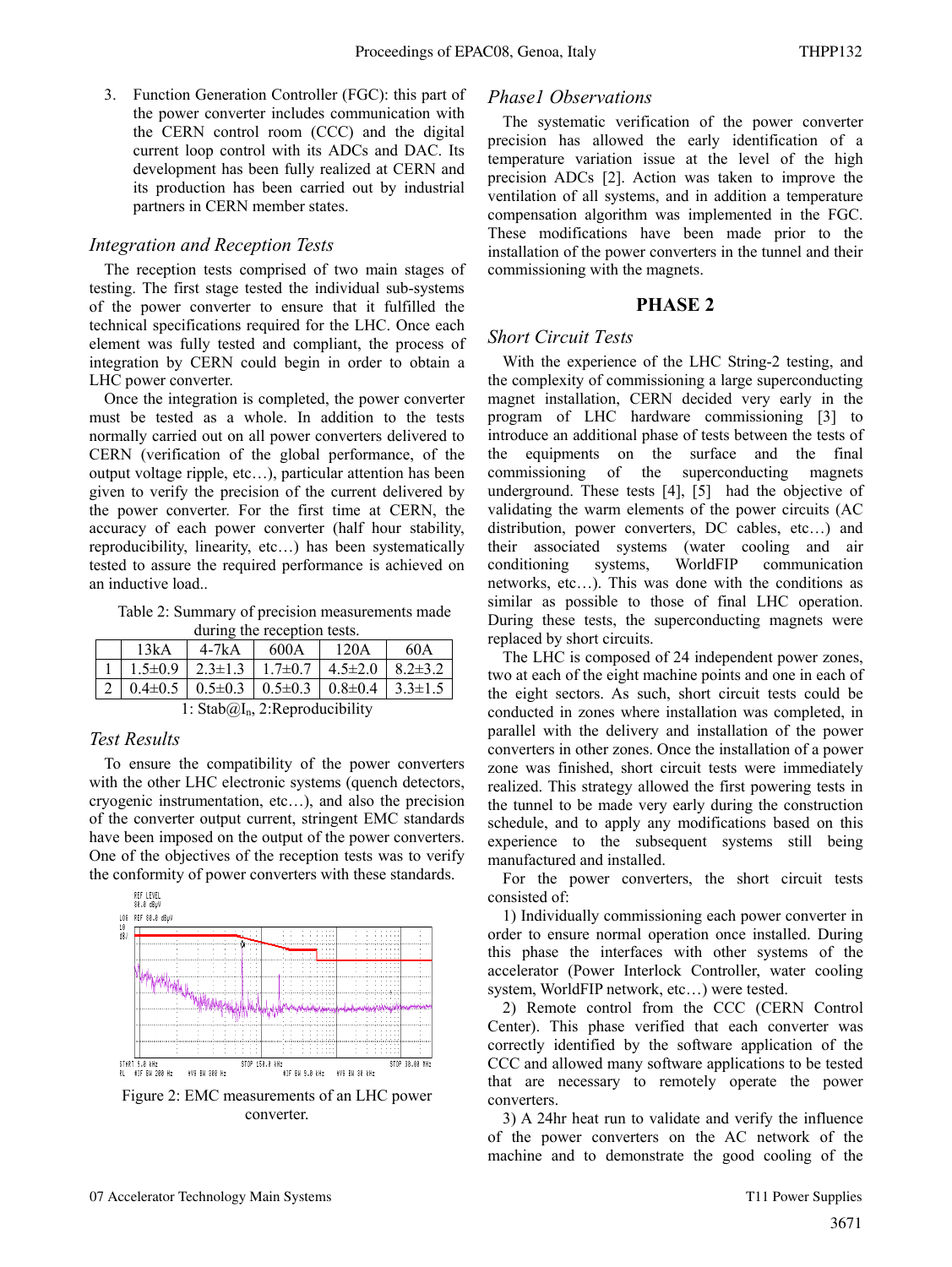3. Function Generation Controller (FGC): this part of the power converter includes communication with the CERN control room (CCC) and the digital current loop control with its ADCs and DAC. Its development has been fully realized at CERN and its production has been carried out by industrial partners in CERN member states.

### *Integration and Reception Tests*

The reception tests comprised of two main stages of testing. The first stage tested the individual sub-systems of the power converter to ensure that it fulfilled the technical specifications required for the LHC. Once each element was fully tested and compliant, the process of integration by CERN could begin in order to obtain a LHC power converter.

Once the integration is completed, the power converter must be tested as a whole. In addition to the tests normally carried out on all power converters delivered to CERN (verification of the global performance, of the output voltage ripple, etc…), particular attention has been given to verify the precision of the current delivered by the power converter. For the first time at CERN, the accuracy of each power converter (half hour stability, reproducibility, linearity, etc…) has been systematically tested to assure the required performance is achieved on an inductive load..

Table 2: Summary of precision measurements made during the reception tests.

| | 13kA | 4-7kA | 600A | 120A | 60A |
|---|---|---|---|---|---|
| 1 | 1.5±0.9 | 2.3±1.3 | 1.7±0.7 | 4.5±2.0 | 8.2±3.2 |
| 2 | 0.4±0.5 | 0.5±0.3 | 0.5±0.3 | 0.8±0.4 | 3.3±1.5 |

1: Stab@$I_n$, 2:Reproducibility

### *Test Results*

To ensure the compatibility of the power converters with the other LHC electronic systems (quench detectors, cryogenic instrumentation, etc…), and also the precision of the converter output current, stringent EMC standards have been imposed on the output of the power converters. One of the objectives of the reception tests was to verify the conformity of power converters with these standards.

Figure 2: EMC measurements of an LHC power converter.

### *Phase1 Observations*

The systematic verification of the power converter precision has allowed the early identification of a temperature variation issue at the level of the high precision ADCs [2]. Action was taken to improve the ventilation of all systems, and in addition a temperature compensation algorithm was implemented in the FGC. These modifications have been made prior to the installation of the power converters in the tunnel and their commissioning with the magnets.

## PHASE 2

### *Short Circuit Tests*

With the experience of the LHC String-2 testing, and the complexity of commissioning a large superconducting magnet installation, CERN decided very early in the program of LHC hardware commissioning [3] to introduce an additional phase of tests between the tests of the equipments on the surface and the final commissioning of the superconducting magnets underground. These tests [4], [5] had the objective of validating the warm elements of the power circuits (AC distribution, power converters, DC cables, etc…) and their associated systems (water cooling and air conditioning systems, WorldFIP communication networks, etc…). This was done with the conditions as similar as possible to those of final LHC operation. During these tests, the superconducting magnets were replaced by short circuits.

The LHC is composed of 24 independent power zones, two at each of the eight machine points and one in each of the eight sectors. As such, short circuit tests could be conducted in zones where installation was completed, in parallel with the delivery and installation of the power converters in other zones. Once the installation of a power zone was finished, short circuit tests were immediately realized. This strategy allowed the first powering tests in the tunnel to be made very early during the construction schedule, and to apply any modifications based on this experience to the subsequent systems still being manufactured and installed.

For the power converters, the short circuit tests consisted of:

1) Individually commissioning each power converter in order to ensure normal operation once installed. During this phase the interfaces with other systems of the accelerator (Power Interlock Controller, water cooling system, WorldFIP network, etc…) were tested.

2) Remote control from the CCC (CERN Control Center). This phase verified that each converter was correctly identified by the software application of the CCC and allowed many software applications to be tested that are necessary to remotely operate the power converters.

3) A 24hr heat run to validate and verify the influence of the power converters on the AC network of the machine and to demonstrate the good cooling of the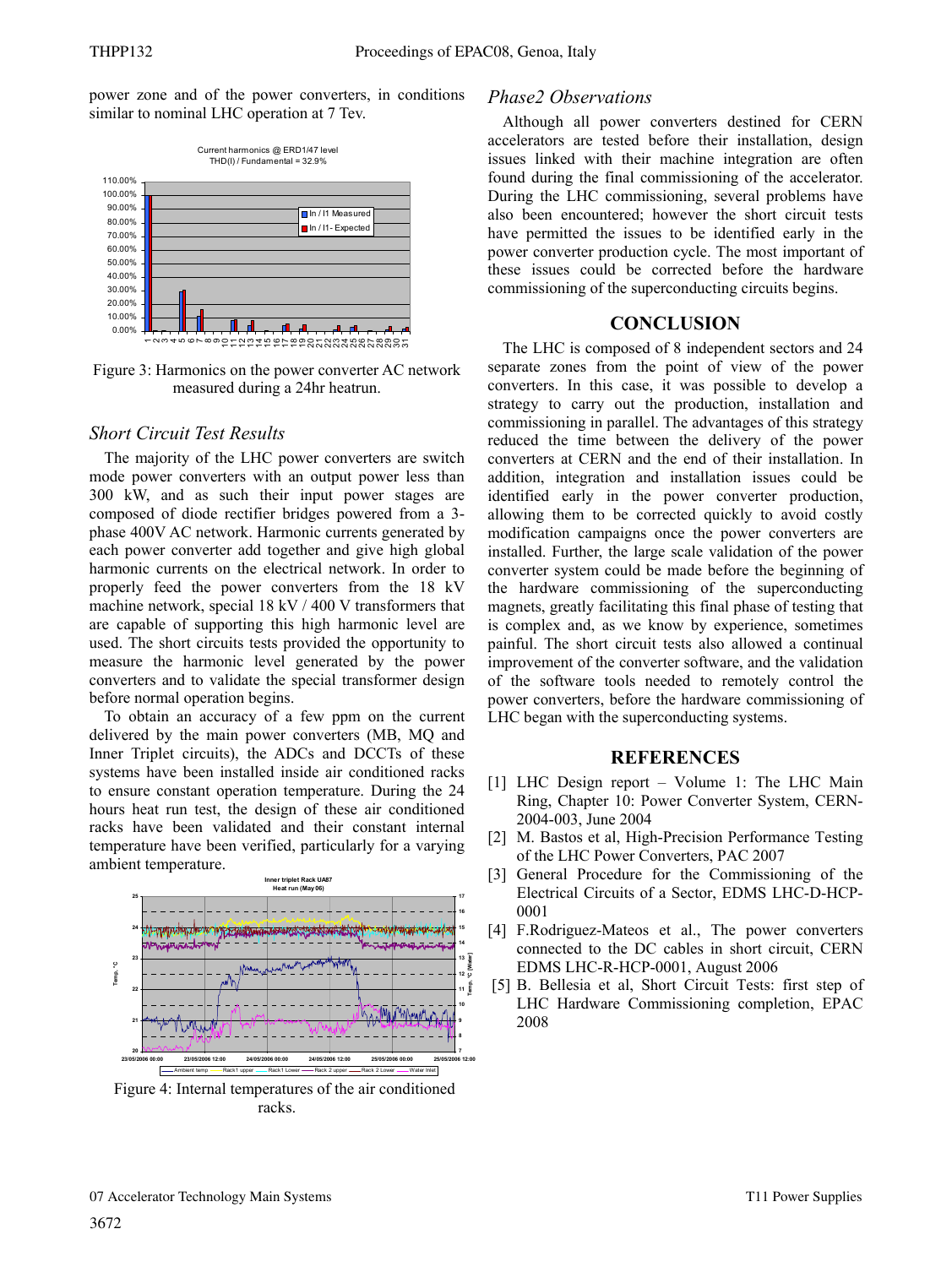power zone and of the power converters, in conditions similar to nominal LHC operation at 7 Tev.

Current harmonics @ ERD1/47 level
THD(I) / Fundamental = 32.9%

110.00%
100.00%
90.00%
80.00%
70.00%
60.00%
50.00%
40.00%
30.00%
20.00%
10.00%
0.00%

In / I1 Measured
In / I1- Expected

1 2 3 4 5 6 7 8 9 10 11 12 13 14 15 16 17 18 19 20 21 22 23 24 25 26 27 28 29 30 31

Figure 3: Harmonics on the power converter AC network measured during a 24hr heatrun.

### *Short Circuit Test Results*

The majority of the LHC power converters are switch mode power converters with an output power less than 300 kW, and as such their input power stages are composed of diode rectifier bridges powered from a 3-phase 400V AC network. Harmonic currents generated by each power converter add together and give high global harmonic currents on the electrical network. In order to properly feed the power converters from the 18 kV machine network, special 18 kV / 400 V transformers that are capable of supporting this high harmonic level are used. The short circuits tests provided the opportunity to measure the harmonic level generated by the power converters and to validate the special transformer design before normal operation begins.

To obtain an accuracy of a few ppm on the current delivered by the main power converters (MB, MQ and Inner Triplet circuits), the ADCs and DCCTs of these systems have been installed inside air conditioned racks to ensure constant operation temperature. During the 24 hours heat run test, the design of these air conditioned racks have been validated and their constant internal temperature have been verified, particularly for a varying ambient temperature.

Inner triplet Rack UA87
Heat run (May 06)

Temp. °C
Temp. °C [Water]

20 21 22 23 24 25
7 8 9 10 11 12 13 14 15 16 17

23/05/2006 00:00 23/05/2006 12:00 24/05/2006 00:00 24/05/2006 12:00 25/05/2006 00:00 25/05/2006 12:00

Ambient temp Rack1 upper Rack1 Lower Rack 2 upper Rack 2 Lower Water Inlet

Figure 4: Internal temperatures of the air conditioned racks.

### *Phase2 Observations*

Although all power converters destined for CERN accelerators are tested before their installation, design issues linked with their machine integration are often found during the final commissioning of the accelerator. During the LHC commissioning, several problems have also been encountered; however the short circuit tests have permitted the issues to be identified early in the power converter production cycle. The most important of these issues could be corrected before the hardware commissioning of the superconducting circuits begins.

## CONCLUSION

The LHC is composed of 8 independent sectors and 24 separate zones from the point of view of the power converters. In this case, it was possible to develop a strategy to carry out the production, installation and commissioning in parallel. The advantages of this strategy reduced the time between the delivery of the power converters at CERN and the end of their installation. In addition, integration and installation issues could be identified early in the power converter production, allowing them to be corrected quickly to avoid costly modification campaigns once the power converters are installed. Further, the large scale validation of the power converter system could be made before the beginning of the hardware commissioning of the superconducting magnets, greatly facilitating this final phase of testing that is complex and, as we know by experience, sometimes painful. The short circuit tests also allowed a continual improvement of the converter software, and the validation of the software tools needed to remotely control the power converters, before the hardware commissioning of LHC began with the superconducting systems.

## REFERENCES

[1] LHC Design report – Volume 1: The LHC Main Ring, Chapter 10: Power Converter System, CERN-2004-003, June 2004

[2] M. Bastos et al, High-Precision Performance Testing of the LHC Power Converters, PAC 2007

[3] General Procedure for the Commissioning of the Electrical Circuits of a Sector, EDMS LHC-D-HCP-0001

[4] F.Rodriguez-Mateos et al., The power converters connected to the DC cables in short circuit, CERN EDMS LHC-R-HCP-0001, August 2006

[5] B. Bellesia et al, Short Circuit Tests: first step of LHC Hardware Commissioning completion, EPAC 2008